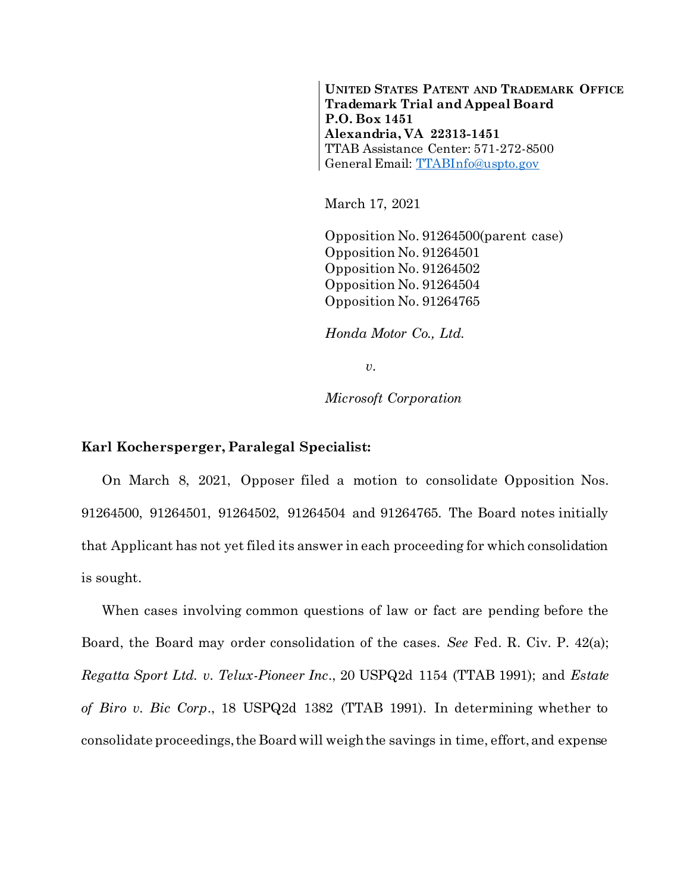**UNITED STATES PATENT AND TRADEMARK OFFICE**
**Trademark Trial and Appeal Board**
**P.O. Box 1451**
**Alexandria, VA 22313-1451**
TTAB Assistance Center: 571-272-8500
General Email: TTABInfo@uspto.gov

March 17, 2021

Opposition No. 91264500(parent case)
Opposition No. 91264501
Opposition No. 91264502
Opposition No. 91264504
Opposition No. 91264765

*Honda Motor Co., Ltd.*

*v.*

*Microsoft Corporation*

**Karl Kochersperger, Paralegal Specialist:**

On March 8, 2021, Opposer filed a motion to consolidate Opposition Nos. 91264500, 91264501, 91264502, 91264504 and 91264765. The Board notes initially that Applicant has not yet filed its answer in each proceeding for which consolidation is sought.

When cases involving common questions of law or fact are pending before the Board, the Board may order consolidation of the cases. *See* Fed. R. Civ. P. 42(a); *Regatta Sport Ltd. v. Telux-Pioneer Inc.*, 20 USPQ2d 1154 (TTAB 1991); and *Estate of Biro v. Bic Corp.*, 18 USPQ2d 1382 (TTAB 1991). In determining whether to consolidate proceedings, the Board will weigh the savings in time, effort, and expense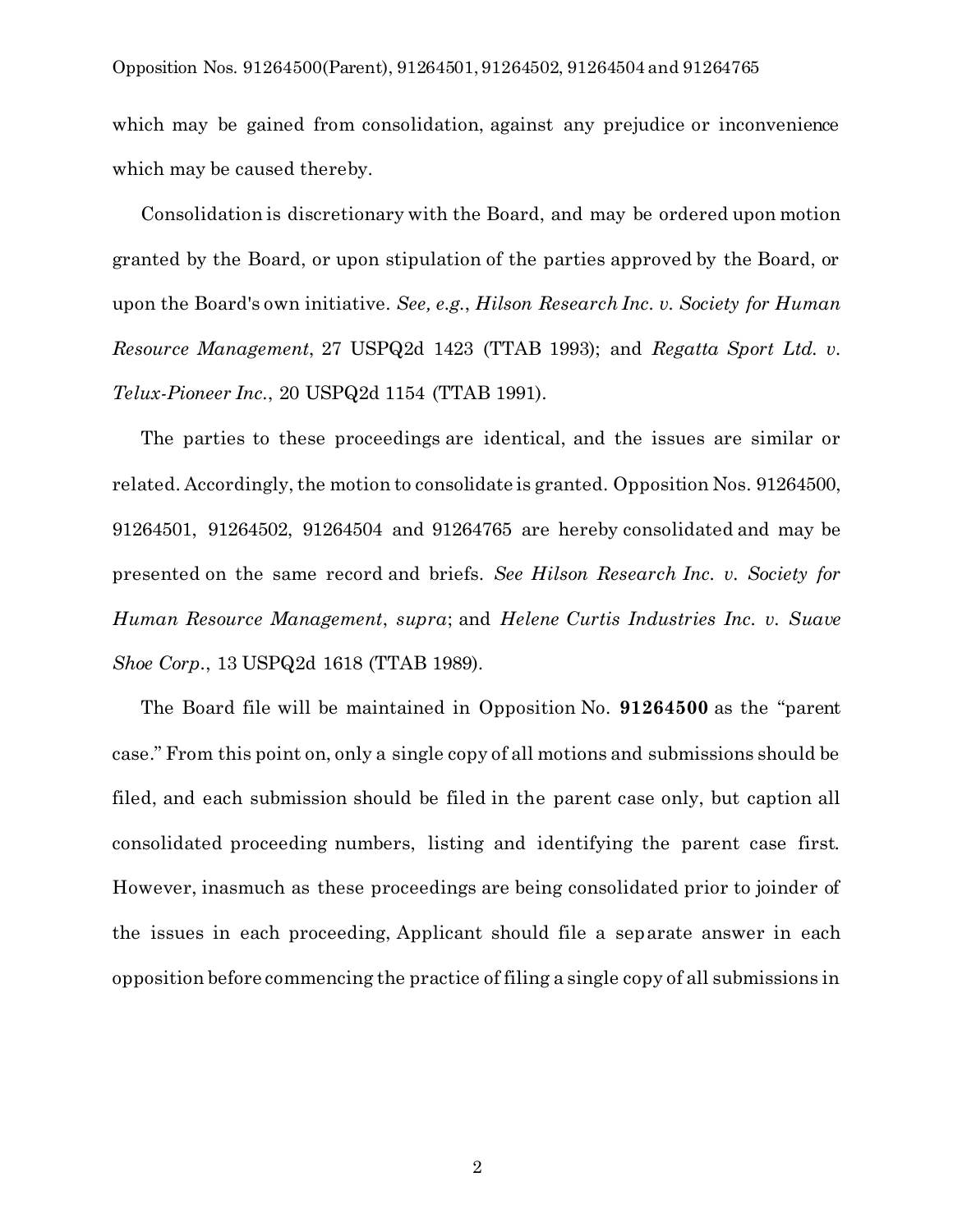which may be gained from consolidation, against any prejudice or inconvenience which may be caused thereby.

Consolidation is discretionary with the Board, and may be ordered upon motion granted by the Board, or upon stipulation of the parties approved by the Board, or upon the Board's own initiative. *See, e.g.*, *Hilson Research Inc. v. Society for Human Resource Management*, 27 USPQ2d 1423 (TTAB 1993); and *Regatta Sport Ltd. v. Telux-Pioneer Inc.*, 20 USPQ2d 1154 (TTAB 1991).

The parties to these proceedings are identical, and the issues are similar or related. Accordingly, the motion to consolidate is granted. Opposition Nos. 91264500, 91264501, 91264502, 91264504 and 91264765 are hereby consolidated and may be presented on the same record and briefs. *See Hilson Research Inc. v. Society for Human Resource Management*, *supra*; and *Helene Curtis Industries Inc. v. Suave Shoe Corp.*, 13 USPQ2d 1618 (TTAB 1989).

The Board file will be maintained in Opposition No. **91264500** as the "parent case." From this point on, only a single copy of all motions and submissions should be filed, and each submission should be filed in the parent case only, but caption all consolidated proceeding numbers, listing and identifying the parent case first. However, inasmuch as these proceedings are being consolidated prior to joinder of the issues in each proceeding, Applicant should file a separate answer in each opposition before commencing the practice of filing a single copy of all submissions in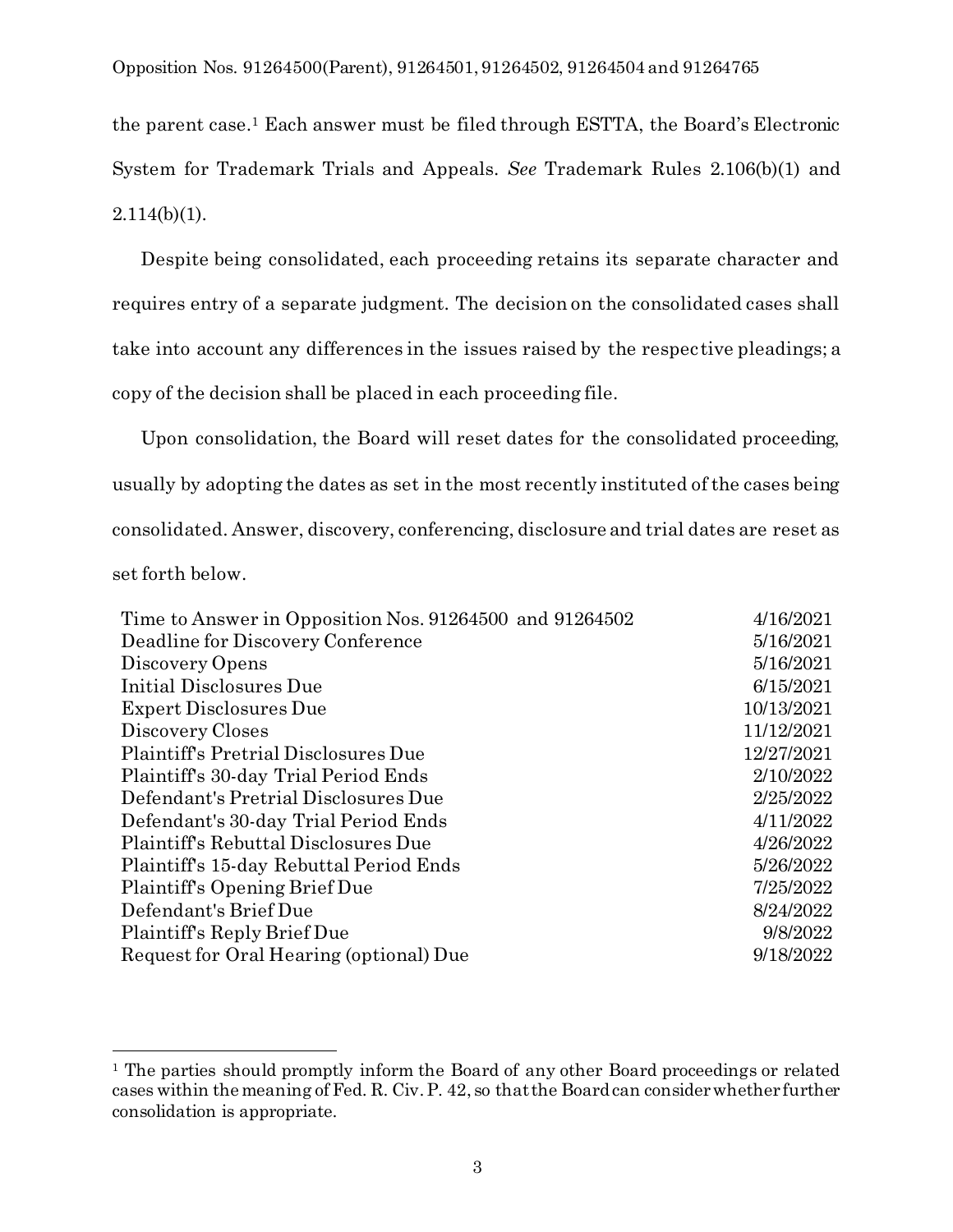the parent case.[1] Each answer must be filed through ESTTA, the Board's Electronic System for Trademark Trials and Appeals. *See* Trademark Rules 2.106(b)(1) and 2.114(b)(1).

Despite being consolidated, each proceeding retains its separate character and requires entry of a separate judgment. The decision on the consolidated cases shall take into account any differences in the issues raised by the respective pleadings; a copy of the decision shall be placed in each proceeding file.

Upon consolidation, the Board will reset dates for the consolidated proceeding, usually by adopting the dates as set in the most recently instituted of the cases being consolidated. Answer, discovery, conferencing, disclosure and trial dates are reset as set forth below.

| | |
|---|---|
| Time to Answer in Opposition Nos. 91264500 and 91264502 | 4/16/2021 |
| Deadline for Discovery Conference | 5/16/2021 |
| Discovery Opens | 5/16/2021 |
| Initial Disclosures Due | 6/15/2021 |
| Expert Disclosures Due | 10/13/2021 |
| Discovery Closes | 11/12/2021 |
| Plaintiff's Pretrial Disclosures Due | 12/27/2021 |
| Plaintiff's 30-day Trial Period Ends | 2/10/2022 |
| Defendant's Pretrial Disclosures Due | 2/25/2022 |
| Defendant's 30-day Trial Period Ends | 4/11/2022 |
| Plaintiff's Rebuttal Disclosures Due | 4/26/2022 |
| Plaintiff's 15-day Rebuttal Period Ends | 5/26/2022 |
| Plaintiff's Opening Brief Due | 7/25/2022 |
| Defendant's Brief Due | 8/24/2022 |
| Plaintiff's Reply Brief Due | 9/8/2022 |
| Request for Oral Hearing (optional) Due | 9/18/2022 |

[1] The parties should promptly inform the Board of any other Board proceedings or related cases within the meaning of Fed. R. Civ. P. 42, so that the Board can consider whether further consolidation is appropriate.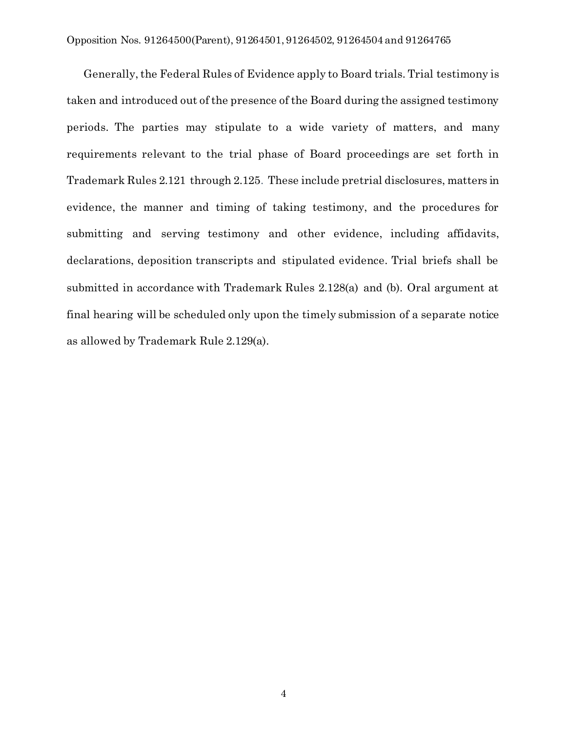Generally, the Federal Rules of Evidence apply to Board trials. Trial testimony is taken and introduced out of the presence of the Board during the assigned testimony periods. The parties may stipulate to a wide variety of matters, and many requirements relevant to the trial phase of Board proceedings are set forth in Trademark Rules 2.121 through 2.125. These include pretrial disclosures, matters in evidence, the manner and timing of taking testimony, and the procedures for submitting and serving testimony and other evidence, including affidavits, declarations, deposition transcripts and stipulated evidence. Trial briefs shall be submitted in accordance with Trademark Rules 2.128(a) and (b). Oral argument at final hearing will be scheduled only upon the timely submission of a separate notice as allowed by Trademark Rule 2.129(a).